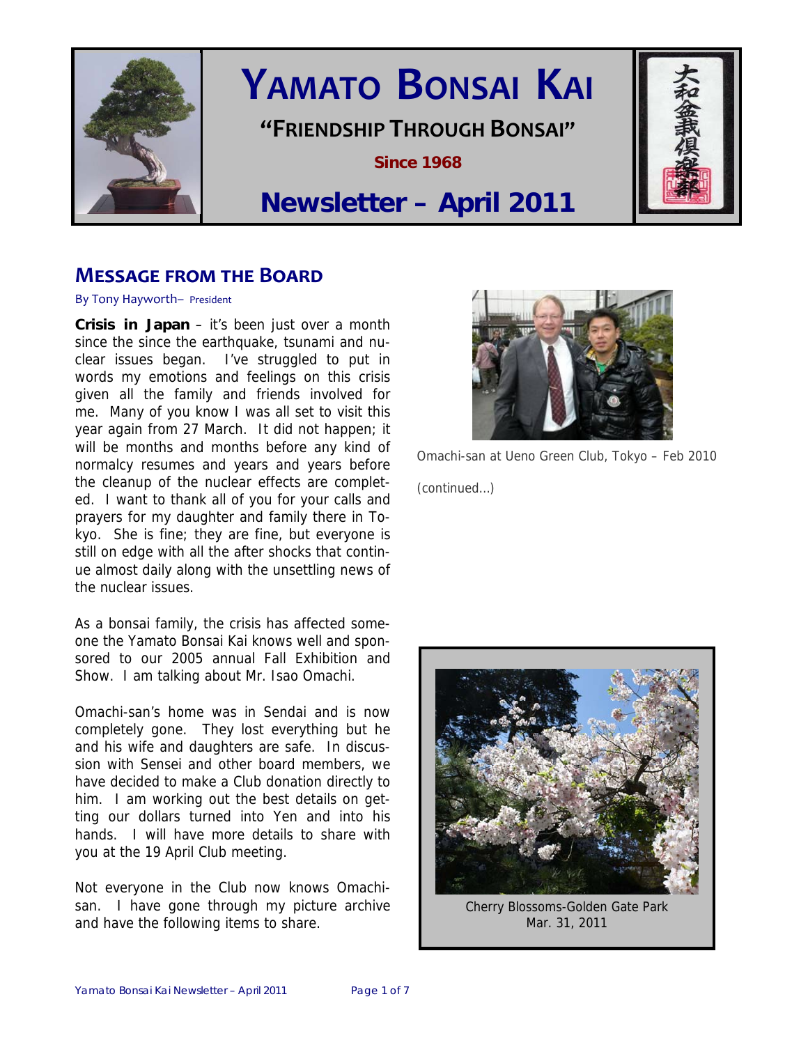# YAMATO BONSAI KAI

**"FRIENDSHIP THROUGH BONSAI"**

**Since 1968**

## Newsletter – April 2011

## MESSAGE FROM THE BOARD

By Tony Hayworth– President

**Crisis in Japan** – it's been just over a month since the since the earthquake, tsunami and nuclear issues began. I've struggled to put in words my emotions and feelings on this crisis given all the family and friends involved for me. Many of you know I was all set to visit this year again from 27 March. It did not happen; it will be months and months before any kind of normalcy resumes and years and years before the cleanup of the nuclear effects are completed. I want to thank all of you for your calls and prayers for my daughter and family there in Tokyo. She is fine; they are fine, but everyone is still on edge with all the after shocks that continue almost daily along with the unsettling news of the nuclear issues.

As a bonsai family, the crisis has affected someone the Yamato Bonsai Kai knows well and sponsored to our 2005 annual Fall Exhibition and Show. I am talking about Mr. Isao Omachi.

Omachi-san's home was in Sendai and is now completely gone. They lost everything but he and his wife and daughters are safe. In discussion with Sensei and other board members, we have decided to make a Club donation directly to him. I am working out the best details on getting our dollars turned into Yen and into his hands. I will have more details to share with you at the 19 April Club meeting.

Not everyone in the Club now knows Omachi-san. I have gone through my picture archive and have the following items to share.

Omachi-san at Ueno Green Club, Tokyo – Feb 2010

(continued…)

Cherry Blossoms-Golden Gate Park
Mar. 31, 2011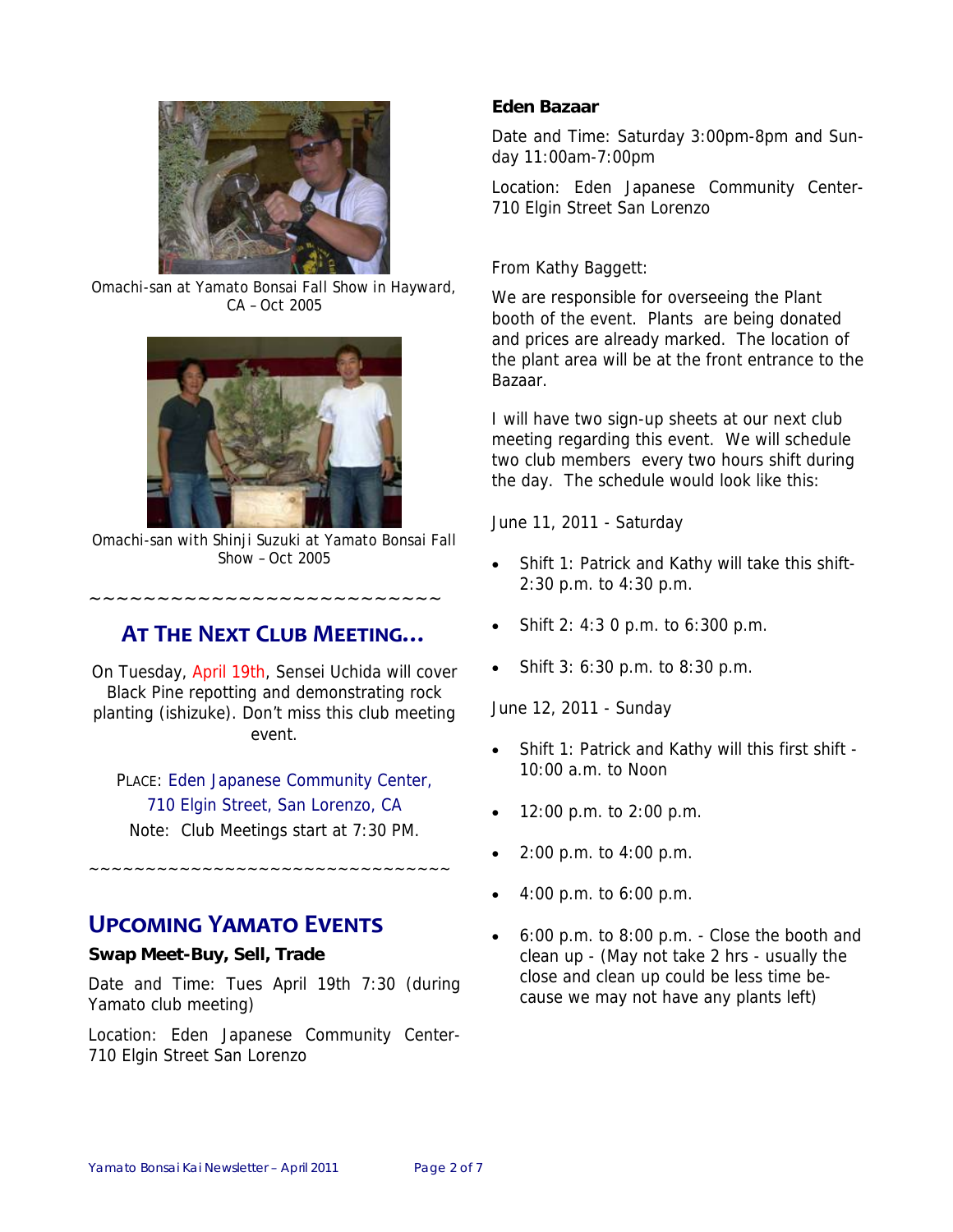Omachi-san at Yamato Bonsai Fall Show in Hayward, CA – Oct 2005

Omachi-san with Shinji Suzuki at Yamato Bonsai Fall Show – Oct 2005

~~~~~~~~~~~~~~~~~~~~~~~~~

## At The Next Club Meeting…

On Tuesday, April 19th, Sensei Uchida will cover Black Pine repotting and demonstrating rock planting (ishizuke). Don't miss this club meeting event.

PLACE: Eden Japanese Community Center, 710 Elgin Street, San Lorenzo, CA

Note: Club Meetings start at 7:30 PM.

~~~~~~~~~~~~~~~~~~~~~~~~~~~~~~~~

## Upcoming Yamato Events

**Swap Meet-Buy, Sell, Trade**

Date and Time: Tues April 19th 7:30 (during Yamato club meeting)

Location: Eden Japanese Community Center-710 Elgin Street San Lorenzo

**Eden Bazaar**

Date and Time: Saturday 3:00pm-8pm and Sunday 11:00am-7:00pm

Location: Eden Japanese Community Center-710 Elgin Street San Lorenzo

From Kathy Baggett:

We are responsible for overseeing the Plant booth of the event. Plants are being donated and prices are already marked. The location of the plant area will be at the front entrance to the Bazaar.

I will have two sign-up sheets at our next club meeting regarding this event. We will schedule two club members every two hours shift during the day. The schedule would look like this:

June 11, 2011 - Saturday

- Shift 1: Patrick and Kathy will take this shift- 2:30 p.m. to 4:30 p.m.
- Shift 2: 4:3 0 p.m. to 6:300 p.m.
- Shift 3: 6:30 p.m. to 8:30 p.m.

June 12, 2011 - Sunday

- Shift 1: Patrick and Kathy will this first shift - 10:00 a.m. to Noon
- 12:00 p.m. to 2:00 p.m.
- 2:00 p.m. to 4:00 p.m.
- 4:00 p.m. to 6:00 p.m.
- 6:00 p.m. to 8:00 p.m. - Close the booth and clean up - (May not take 2 hrs - usually the close and clean up could be less time because we may not have any plants left)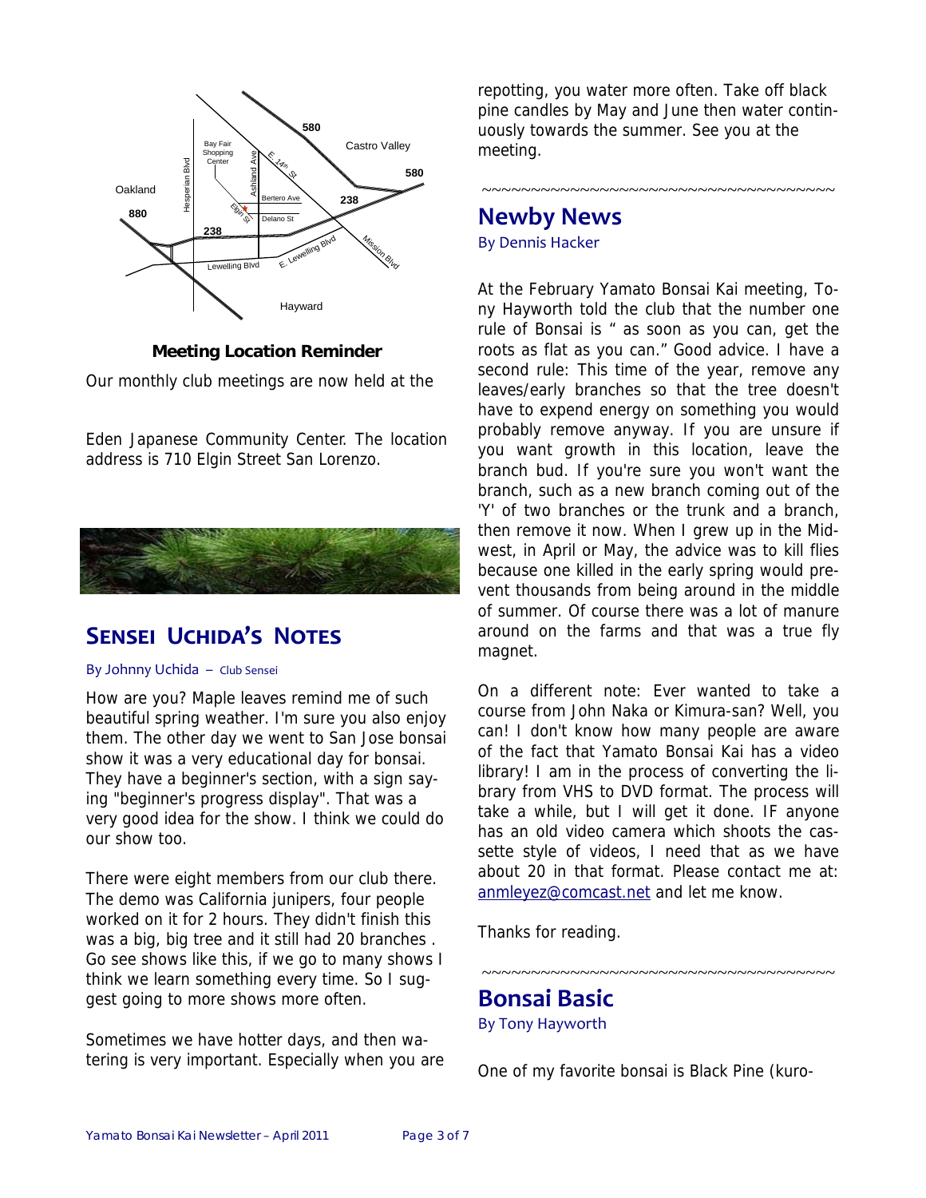**Meeting Location Reminder**

Our monthly club meetings are now held at the

Eden Japanese Community Center. The location address is 710 Elgin Street San Lorenzo.

## SENSEI UCHIDA'S NOTES

By Johnny Uchida – Club Sensei

How are you? Maple leaves remind me of such beautiful spring weather. I'm sure you also enjoy them. The other day we went to San Jose bonsai show it was a very educational day for bonsai. They have a beginner's section, with a sign saying "beginner's progress display". That was a very good idea for the show. I think we could do our show too.

There were eight members from our club there. The demo was California junipers, four people worked on it for 2 hours. They didn't finish this was a big, big tree and it still had 20 branches . Go see shows like this, if we go to many shows I think we learn something every time. So I suggest going to more shows more often.

Sometimes we have hotter days, and then watering is very important. Especially when you are repotting, you water more often. Take off black pine candles by May and June then water continuously towards the summer. See you at the meeting.

~~~~~~~~~~~~~~~~~~~~~~~~~~~~~~~~~~~~~~~~

## Newby News

By Dennis Hacker

At the February Yamato Bonsai Kai meeting, Tony Hayworth told the club that the number one rule of Bonsai is " as soon as you can, get the roots as flat as you can." Good advice. I have a second rule: This time of the year, remove any leaves/early branches so that the tree doesn't have to expend energy on something you would probably remove anyway. If you are unsure if you want growth in this location, leave the branch bud. If you're sure you won't want the branch, such as a new branch coming out of the 'Y' of two branches or the trunk and a branch, then remove it now. When I grew up in the Midwest, in April or May, the advice was to kill flies because one killed in the early spring would prevent thousands from being around in the middle of summer. Of course there was a lot of manure around on the farms and that was a true fly magnet.

On a different note: Ever wanted to take a course from John Naka or Kimura-san? Well, you can! I don't know how many people are aware of the fact that Yamato Bonsai Kai has a video library! I am in the process of converting the library from VHS to DVD format. The process will take a while, but I will get it done. IF anyone has an old video camera which shoots the cassette style of videos, I need that as we have about 20 in that format. Please contact me at: anmleyez@comcast.net and let me know.

Thanks for reading.

~~~~~~~~~~~~~~~~~~~~~~~~~~~~~~~~~~~~~~~~

## Bonsai Basic

By Tony Hayworth

One of my favorite bonsai is Black Pine (kuro-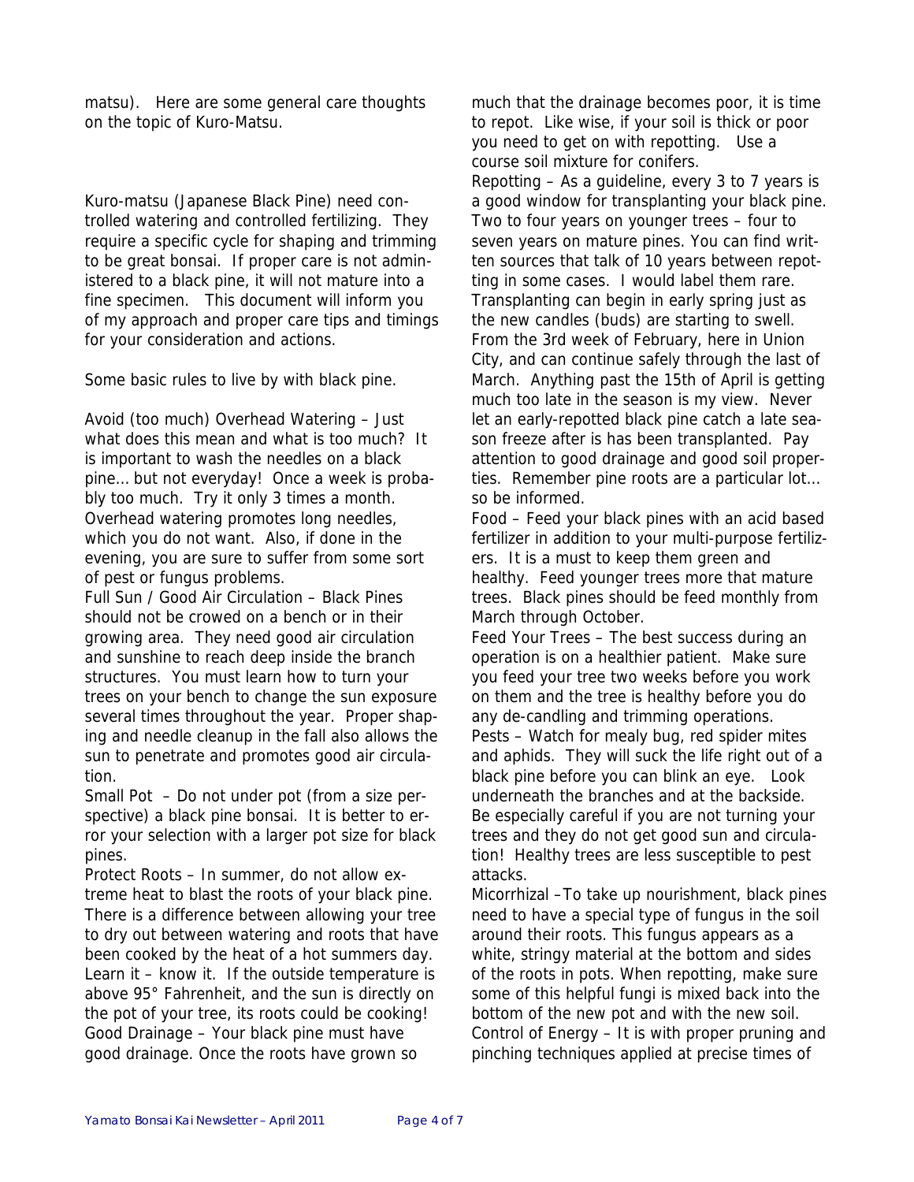matsu). Here are some general care thoughts on the topic of Kuro-Matsu.

Kuro-matsu (Japanese Black Pine) need controlled watering and controlled fertilizing. They require a specific cycle for shaping and trimming to be great bonsai. If proper care is not administered to a black pine, it will not mature into a fine specimen. This document will inform you of my approach and proper care tips and timings for your consideration and actions.

Some basic rules to live by with black pine.

Avoid (too much) Overhead Watering – Just what does this mean and what is too much? It is important to wash the needles on a black pine… but not everyday! Once a week is probably too much. Try it only 3 times a month. Overhead watering promotes long needles, which you do not want. Also, if done in the evening, you are sure to suffer from some sort of pest or fungus problems.

Full Sun / Good Air Circulation – Black Pines should not be crowed on a bench or in their growing area. They need good air circulation and sunshine to reach deep inside the branch structures. You must learn how to turn your trees on your bench to change the sun exposure several times throughout the year. Proper shaping and needle cleanup in the fall also allows the sun to penetrate and promotes good air circulation.

Small Pot – Do not under pot (from a size perspective) a black pine bonsai. It is better to error your selection with a larger pot size for black pines.

Protect Roots – In summer, do not allow extreme heat to blast the roots of your black pine. There is a difference between allowing your tree to dry out between watering and roots that have been cooked by the heat of a hot summers day. Learn it – know it. If the outside temperature is above 95° Fahrenheit, and the sun is directly on the pot of your tree, its roots could be cooking!

Good Drainage – Your black pine must have good drainage. Once the roots have grown so much that the drainage becomes poor, it is time to repot. Like wise, if your soil is thick or poor you need to get on with repotting. Use a course soil mixture for conifers.

Repotting – As a guideline, every 3 to 7 years is a good window for transplanting your black pine. Two to four years on younger trees – four to seven years on mature pines. You can find written sources that talk of 10 years between repotting in some cases. I would label them rare. Transplanting can begin in early spring just as the new candles (buds) are starting to swell. From the 3rd week of February, here in Union City, and can continue safely through the last of March. Anything past the 15th of April is getting much too late in the season is my view. Never let an early-repotted black pine catch a late season freeze after is has been transplanted. Pay attention to good drainage and good soil properties. Remember pine roots are a particular lot… so be informed.

Food – Feed your black pines with an acid based fertilizer in addition to your multi-purpose fertilizers. It is a must to keep them green and healthy. Feed younger trees more that mature trees. Black pines should be feed monthly from March through October.

Feed Your Trees – The best success during an operation is on a healthier patient. Make sure you feed your tree two weeks before you work on them and the tree is healthy before you do any de-candling and trimming operations.

Pests – Watch for mealy bug, red spider mites and aphids. They will suck the life right out of a black pine before you can blink an eye. Look underneath the branches and at the backside. Be especially careful if you are not turning your trees and they do not get good sun and circulation! Healthy trees are less susceptible to pest attacks.

Micorrhizal –To take up nourishment, black pines need to have a special type of fungus in the soil around their roots. This fungus appears as a white, stringy material at the bottom and sides of the roots in pots. When repotting, make sure some of this helpful fungi is mixed back into the bottom of the new pot and with the new soil.

Control of Energy – It is with proper pruning and pinching techniques applied at precise times of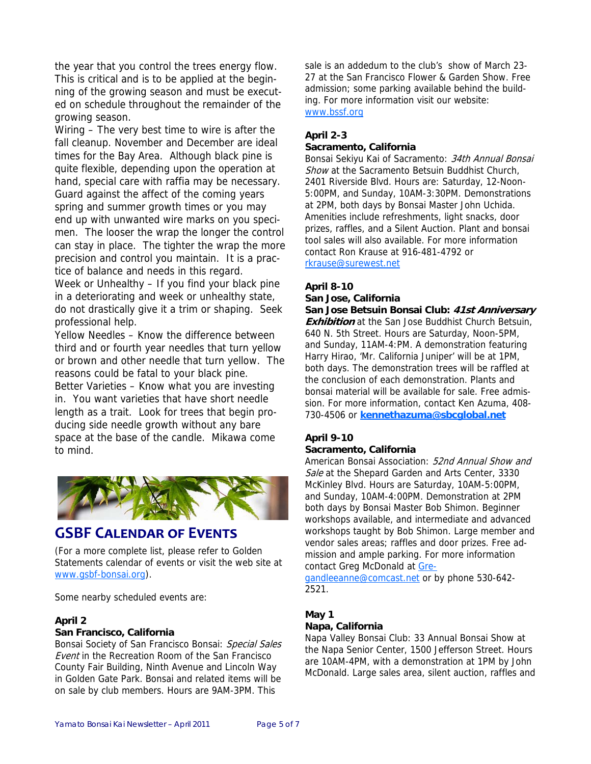the year that you control the trees energy flow. This is critical and is to be applied at the beginning of the growing season and must be executed on schedule throughout the remainder of the growing season.

Wiring – The very best time to wire is after the fall cleanup. November and December are ideal times for the Bay Area. Although black pine is quite flexible, depending upon the operation at hand, special care with raffia may be necessary. Guard against the affect of the coming years spring and summer growth times or you may end up with unwanted wire marks on you specimen. The looser the wrap the longer the control can stay in place. The tighter the wrap the more precision and control you maintain. It is a practice of balance and needs in this regard.

Week or Unhealthy – If you find your black pine in a deteriorating and week or unhealthy state, do not drastically give it a trim or shaping. Seek professional help.

Yellow Needles – Know the difference between third and or fourth year needles that turn yellow or brown and other needle that turn yellow. The reasons could be fatal to your black pine.

Better Varieties – Know what you are investing in. You want varieties that have short needle length as a trait. Look for trees that begin producing side needle growth without any bare space at the base of the candle. Mikawa come to mind.

## GSBF Calendar of Events

(For a more complete list, please refer to Golden Statements calendar of events or visit the web site at www.gsbf-bonsai.org).

Some nearby scheduled events are:

**April 2**
**San Francisco, California**
Bonsai Society of San Francisco Bonsai: *Special Sales Event* in the Recreation Room of the San Francisco County Fair Building, Ninth Avenue and Lincoln Way in Golden Gate Park. Bonsai and related items will be on sale by club members. Hours are 9AM-3PM. This sale is an addedum to the club's show of March 23-27 at the San Francisco Flower & Garden Show. Free admission; some parking available behind the building. For more information visit our website: www.bssf.org

**April 2-3**
**Sacramento, California**
Bonsai Sekiyu Kai of Sacramento: *34th Annual Bonsai Show* at the Sacramento Betsuin Buddhist Church, 2401 Riverside Blvd. Hours are: Saturday, 12-Noon-5:00PM, and Sunday, 10AM-3:30PM. Demonstrations at 2PM, both days by Bonsai Master John Uchida. Amenities include refreshments, light snacks, door prizes, raffles, and a Silent Auction. Plant and bonsai tool sales will also available. For more information contact Ron Krause at 916-481-4792 or rkrause@surewest.net

**April 8-10**
**San Jose, California**
**San Jose Betsuin Bonsai Club: *41st Anniversary Exhibition*** at the San Jose Buddhist Church Betsuin, 640 N. 5th Street. Hours are Saturday, Noon-5PM, and Sunday, 11AM-4:PM. A demonstration featuring Harry Hirao, 'Mr. California Juniper' will be at 1PM, both days. The demonstration trees will be raffled at the conclusion of each demonstration. Plants and bonsai material will be available for sale. Free admission. For more information, contact Ken Azuma, 408-730-4506 or **kennethazuma@sbcglobal.net**

**April 9-10**
**Sacramento, California**
American Bonsai Association: *52nd Annual Show and Sale* at the Shepard Garden and Arts Center, 3330 McKinley Blvd. Hours are Saturday, 10AM-5:00PM, and Sunday, 10AM-4:00PM. Demonstration at 2PM both days by Bonsai Master Bob Shimon. Beginner workshops available, and intermediate and advanced workshops taught by Bob Shimon. Large member and vendor sales areas; raffles and door prizes. Free admission and ample parking. For more information contact Greg McDonald at Gregandleeanne@comcast.net or by phone 530-642-2521.

**May 1**
**Napa, California**
Napa Valley Bonsai Club: 33 Annual Bonsai Show at the Napa Senior Center, 1500 Jefferson Street. Hours are 10AM-4PM, with a demonstration at 1PM by John McDonald. Large sales area, silent auction, raffles and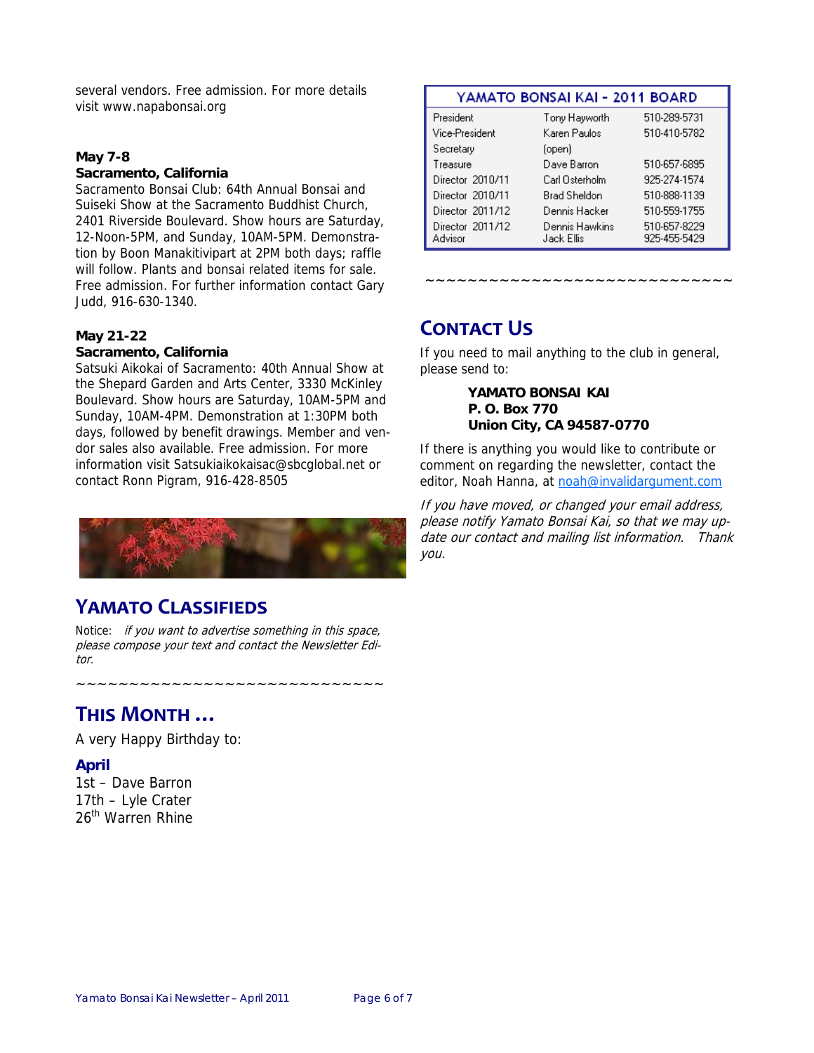several vendors. Free admission. For more details visit www.napabonsai.org

**May 7-8**
**Sacramento, California**
Sacramento Bonsai Club: 64th Annual Bonsai and Suiseki Show at the Sacramento Buddhist Church, 2401 Riverside Boulevard. Show hours are Saturday, 12-Noon-5PM, and Sunday, 10AM-5PM. Demonstration by Boon Manakitivipart at 2PM both days; raffle will follow. Plants and bonsai related items for sale. Free admission. For further information contact Gary Judd, 916-630-1340.

**May 21-22**
**Sacramento, California**
Satsuki Aikokai of Sacramento: 40th Annual Show at the Shepard Garden and Arts Center, 3330 McKinley Boulevard. Show hours are Saturday, 10AM-5PM and Sunday, 10AM-4PM. Demonstration at 1:30PM both days, followed by benefit drawings. Member and vendor sales also available. Free admission. For more information visit Satsukiaikokaisac@sbcglobal.net or contact Ronn Pigram, 916-428-8505

## Yamato Classifieds

Notice: *if you want to advertise something in this space, please compose your text and contact the Newsletter Editor.*

~~~~~~~~~~~~~~~~~~~~~~~~~~~~~~

## This Month …

A very Happy Birthday to:

### April

1st – Dave Barron
17th – Lyle Crater
26th Warren Rhine

| YAMATO BONSAI KAI - 2011 BOARD | | |
|---|---|---|
| President | Tony Hayworth | 510-289-5731 |
| Vice-President | Karen Paulos | 510-410-5782 |
| Secretary | (open) | |
| Treasure | Dave Barron | 510-657-6895 |
| Director 2010/11 | Carl Osterholm | 925-274-1574 |
| Director 2010/11 | Brad Sheldon | 510-888-1139 |
| Director 2011/12 | Dennis Hacker | 510-559-1755 |
| Director 2011/12 | Dennis Hawkins | 510-657-8229 |
| Advisor | Jack Ellis | 925-455-5429 |

~~~~~~~~~~~~~~~~~~~~~~~~~~~~~~

## Contact Us

If you need to mail anything to the club in general, please send to:

**YAMATO BONSAI KAI**
**P. O. Box 770**
**Union City, CA 94587-0770**

If there is anything you would like to contribute or comment on regarding the newsletter, contact the editor, Noah Hanna, at noah@invalidargument.com

*If you have moved, or changed your email address, please notify Yamato Bonsai Kai, so that we may update our contact and mailing list information. Thank you.*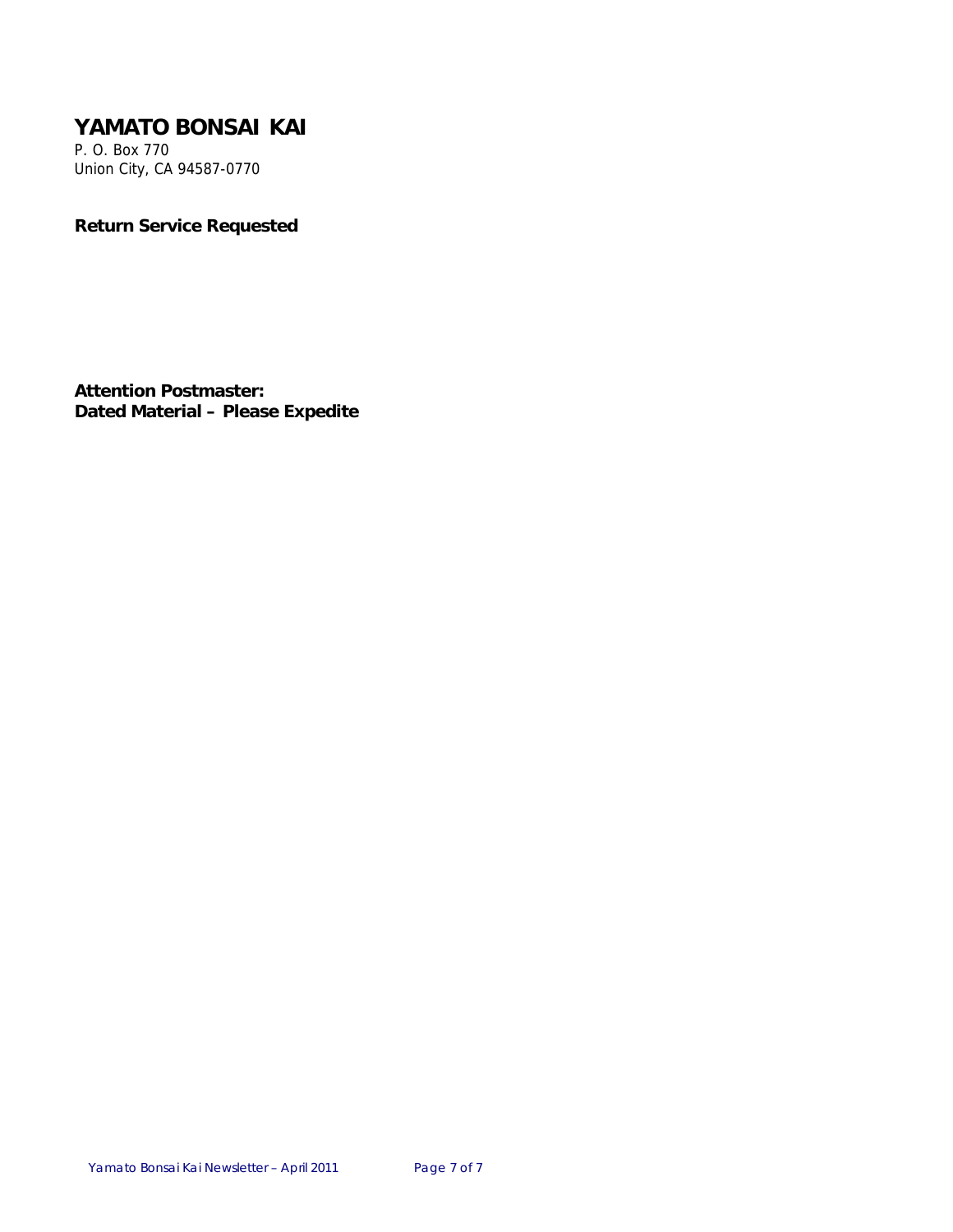# YAMATO BONSAI KAI

P. O. Box 770
Union City, CA 94587-0770

**Return Service Requested**

**Attention Postmaster:**
**Dated Material – Please Expedite**